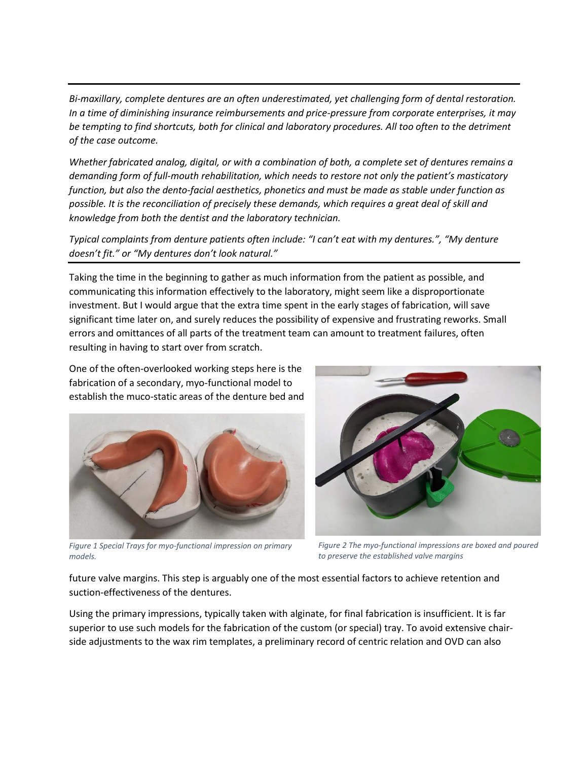---

*Bi-maxillary, complete dentures are an often underestimated, yet challenging form of dental restoration. In a time of diminishing insurance reimbursements and price-pressure from corporate enterprises, it may be tempting to find shortcuts, both for clinical and laboratory procedures. All too often to the detriment of the case outcome.*

*Whether fabricated analog, digital, or with a combination of both, a complete set of dentures remains a demanding form of full-mouth rehabilitation, which needs to restore not only the patient's masticatory function, but also the dento-facial aesthetics, phonetics and must be made as stable under function as possible. It is the reconciliation of precisely these demands, which requires a great deal of skill and knowledge from both the dentist and the laboratory technician.*

*Typical complaints from denture patients often include: "I can't eat with my dentures.", "My denture doesn't fit." or "My dentures don't look natural."*

---

Taking the time in the beginning to gather as much information from the patient as possible, and communicating this information effectively to the laboratory, might seem like a disproportionate investment. But I would argue that the extra time spent in the early stages of fabrication, will save significant time later on, and surely reduces the possibility of expensive and frustrating reworks. Small errors and omittances of all parts of the treatment team can amount to treatment failures, often resulting in having to start over from scratch.

One of the often-overlooked working steps here is the fabrication of a secondary, myo-functional model to establish the muco-static areas of the denture bed and future valve margins. This step is arguably one of the most essential factors to achieve retention and suction-effectiveness of the dentures.

*Figure 1 Special Trays for myo-functional impression on primary models.*

*Figure 2 The myo-functional impressions are boxed and poured to preserve the established valve margins*

Using the primary impressions, typically taken with alginate, for final fabrication is insufficient. It is far superior to use such models for the fabrication of the custom (or special) tray. To avoid extensive chair-side adjustments to the wax rim templates, a preliminary record of centric relation and OVD can also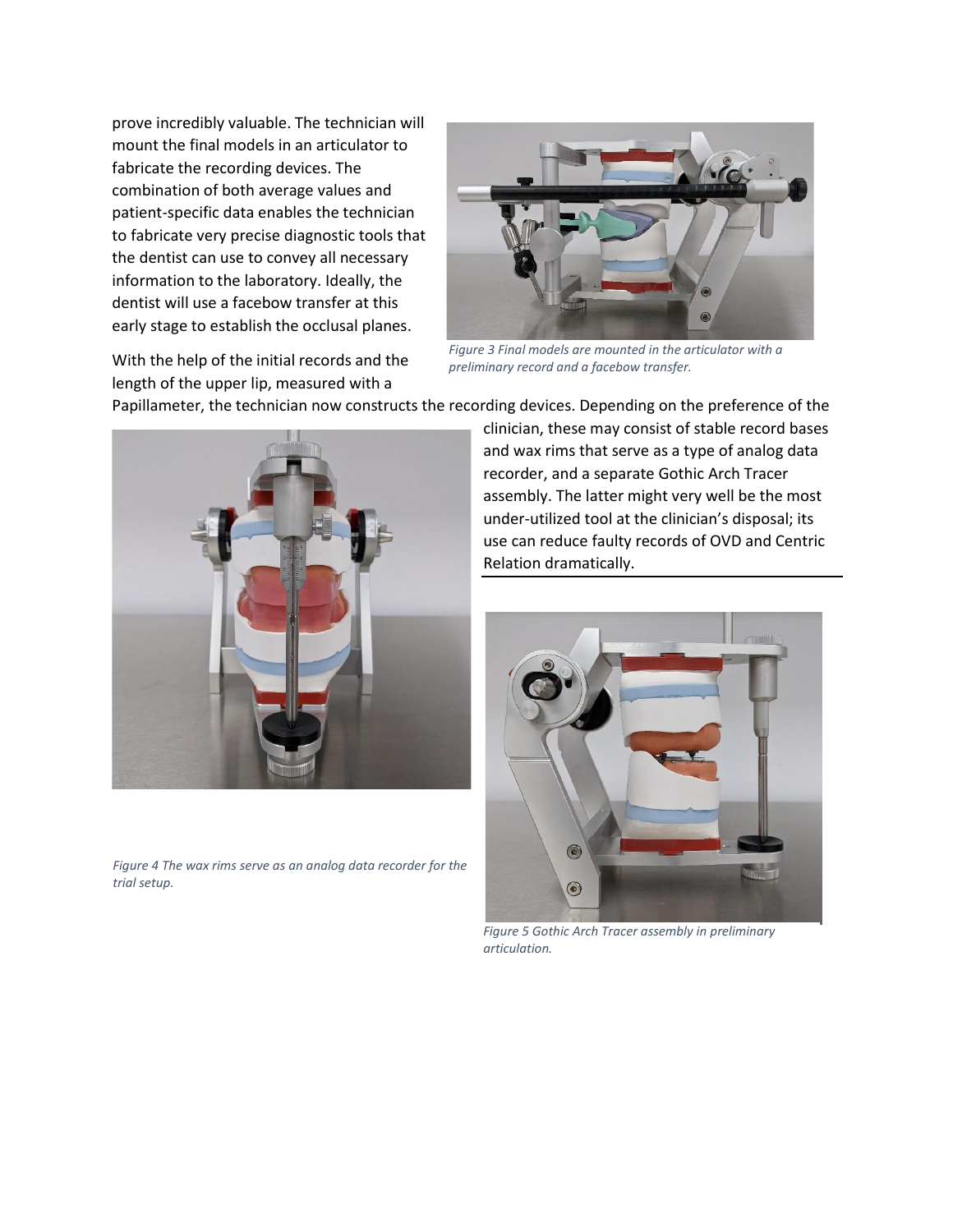prove incredibly valuable. The technician will mount the final models in an articulator to fabricate the recording devices. The combination of both average values and patient-specific data enables the technician to fabricate very precise diagnostic tools that the dentist can use to convey all necessary information to the laboratory. Ideally, the dentist will use a facebow transfer at this early stage to establish the occlusal planes.

*Figure 3 Final models are mounted in the articulator with a preliminary record and a facebow transfer.*

With the help of the initial records and the length of the upper lip, measured with a Papillameter, the technician now constructs the recording devices. Depending on the preference of the clinician, these may consist of stable record bases and wax rims that serve as a type of analog data recorder, and a separate Gothic Arch Tracer assembly. The latter might very well be the most under-utilized tool at the clinician's disposal; its use can reduce faulty records of OVD and Centric Relation dramatically.

*Figure 4 The wax rims serve as an analog data recorder for the trial setup.*

*Figure 5 Gothic Arch Tracer assembly in preliminary articulation.*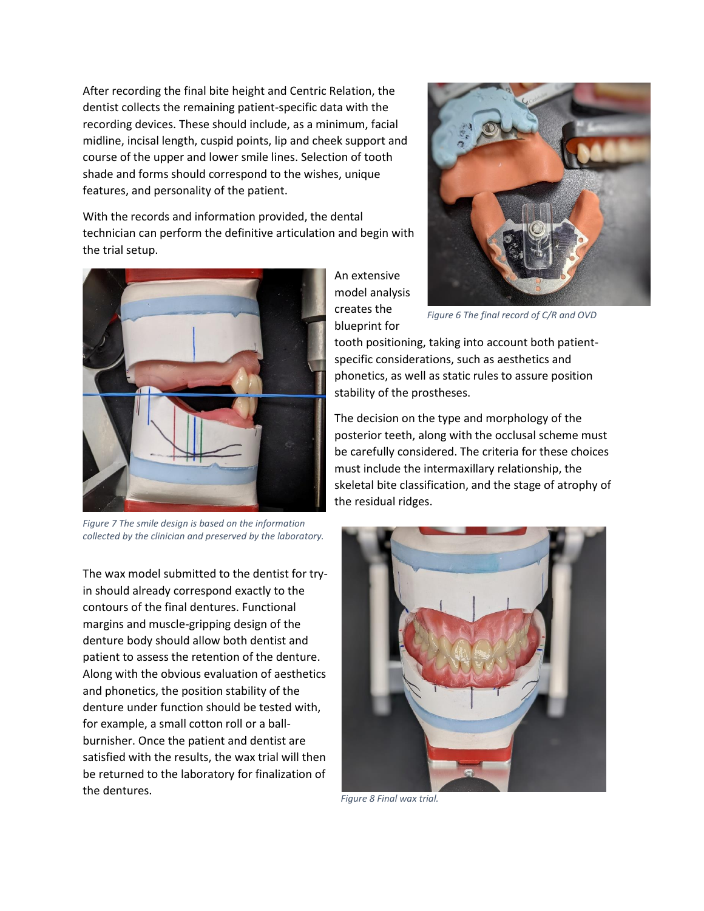After recording the final bite height and Centric Relation, the dentist collects the remaining patient-specific data with the recording devices. These should include, as a minimum, facial midline, incisal length, cuspid points, lip and cheek support and course of the upper and lower smile lines. Selection of tooth shade and forms should correspond to the wishes, unique features, and personality of the patient.

With the records and information provided, the dental technician can perform the definitive articulation and begin with the trial setup.

*Figure 6 The final record of C/R and OVD*

An extensive model analysis creates the blueprint for tooth positioning, taking into account both patient-specific considerations, such as aesthetics and phonetics, as well as static rules to assure position stability of the prostheses.

The decision on the type and morphology of the posterior teeth, along with the occlusal scheme must be carefully considered. The criteria for these choices must include the intermaxillary relationship, the skeletal bite classification, and the stage of atrophy of the residual ridges.

*Figure 7 The smile design is based on the information collected by the clinician and preserved by the laboratory.*

The wax model submitted to the dentist for try-in should already correspond exactly to the contours of the final dentures. Functional margins and muscle-gripping design of the denture body should allow both dentist and patient to assess the retention of the denture. Along with the obvious evaluation of aesthetics and phonetics, the position stability of the denture under function should be tested with, for example, a small cotton roll or a ball-burnisher. Once the patient and dentist are satisfied with the results, the wax trial will then be returned to the laboratory for finalization of the dentures.

*Figure 8 Final wax trial.*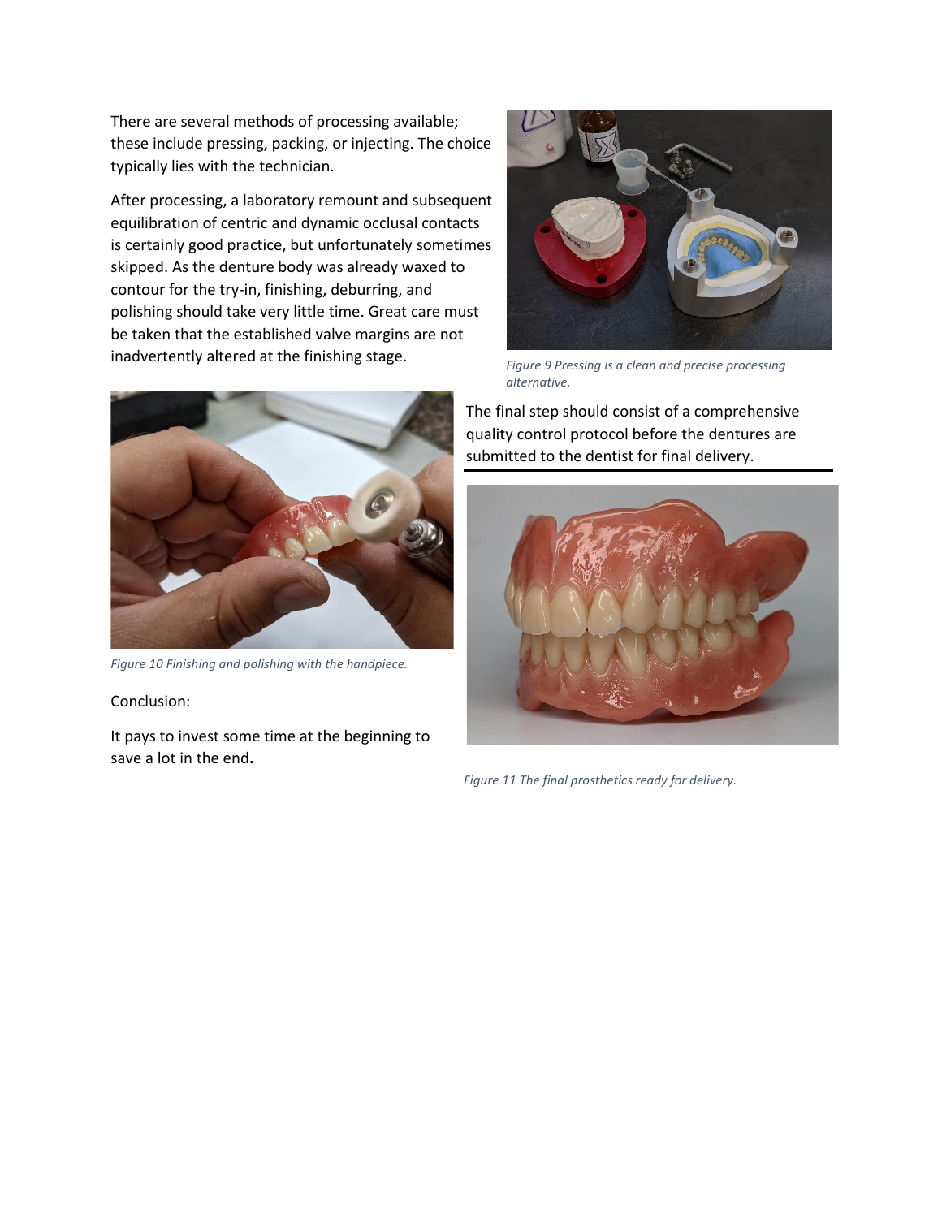There are several methods of processing available; these include pressing, packing, or injecting. The choice typically lies with the technician.

After processing, a laboratory remount and subsequent equilibration of centric and dynamic occlusal contacts is certainly good practice, but unfortunately sometimes skipped. As the denture body was already waxed to contour for the try-in, finishing, deburring, and polishing should take very little time. Great care must be taken that the established valve margins are not inadvertently altered at the finishing stage.

*Figure 9 Pressing is a clean and precise processing alternative.*

*Figure 10 Finishing and polishing with the handpiece.*

The final step should consist of a comprehensive quality control protocol before the dentures are submitted to the dentist for final delivery.

*Figure 11 The final prosthetics ready for delivery.*

Conclusion:

It pays to invest some time at the beginning to save a lot in the end**.**